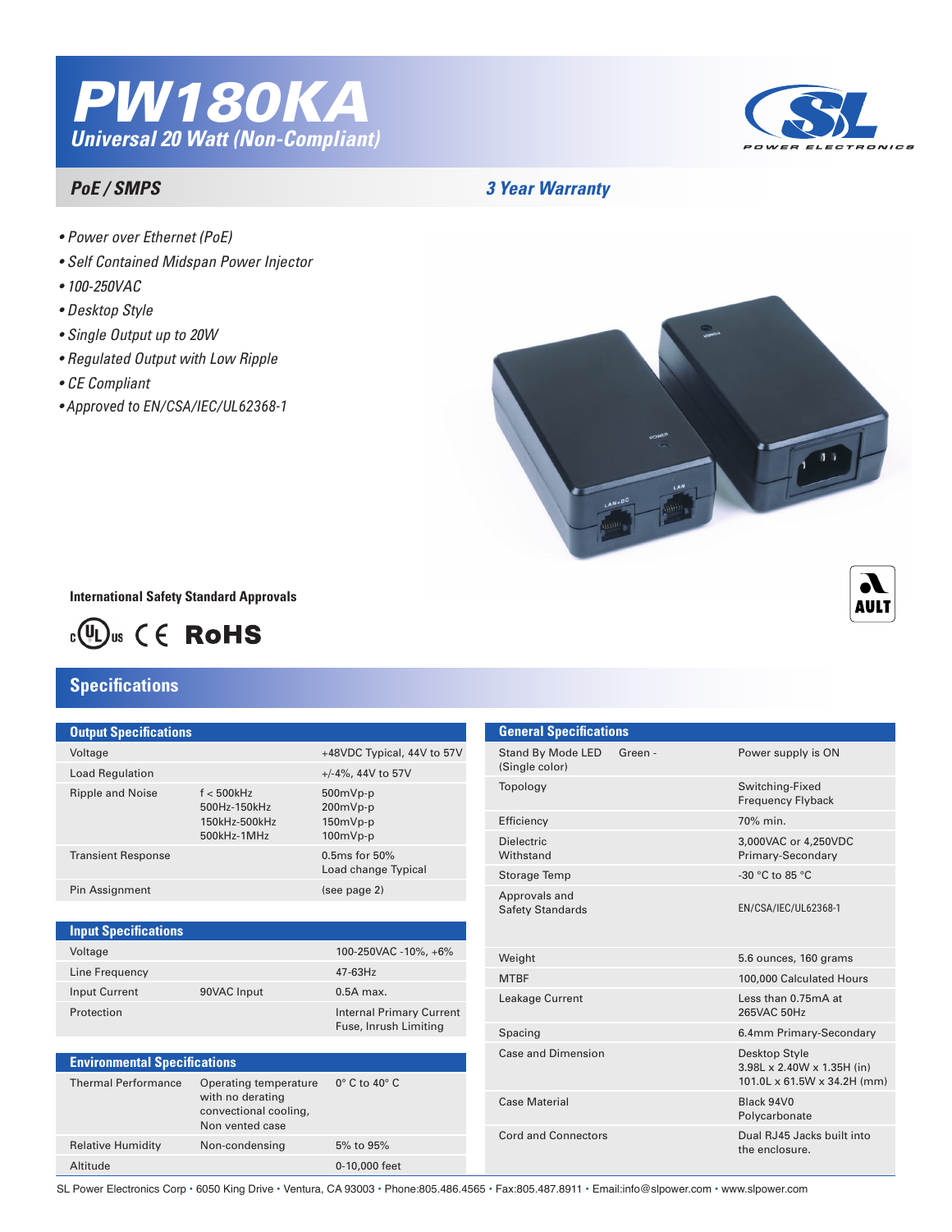# PW180KA

## Universal 20 Watt (Non-Compliant)

**PoE / SMPS** — **3 Year Warranty**

- Power over Ethernet (PoE)
- Self Contained Midspan Power Injector
- 100-250VAC
- Desktop Style
- Single Output up to 20W
- Regulated Output with Low Ripple
- CE Compliant
- Approved to EN/CSA/IEC/UL62368-1

**International Safety Standard Approvals**

cULus CE RoHS

## Specifications

### Output Specifications

| | | |
|---|---|---|
| Voltage | | +48VDC Typical, 44V to 57V |
| Load Regulation | | +/-4%, 44V to 57V |
| Ripple and Noise | f < 500kHz<br>500Hz-150kHz<br>150kHz-500kHz<br>500kHz-1MHz | 500mVp-p<br>200mVp-p<br>150mVp-p<br>100mVp-p |
| Transient Response | | 0.5ms for 50% Load change Typical |
| Pin Assignment | | (see page 2) |

### Input Specifications

| | | |
|---|---|---|
| Voltage | | 100-250VAC -10%, +6% |
| Line Frequency | | 47-63Hz |
| Input Current | 90VAC Input | 0.5A max. |
| Protection | | Internal Primary Current Fuse, Inrush Limiting |

### Environmental Specifications

| | | |
|---|---|---|
| Thermal Performance | Operating temperature with no derating convectional cooling, Non vented case | 0° C to 40° C |
| Relative Humidity | Non-condensing | 5% to 95% |
| Altitude | | 0-10,000 feet |

### General Specifications

| | | |
|---|---|---|
| Stand By Mode LED (Single color) | Green - | Power supply is ON |
| Topology | | Switching-Fixed Frequency Flyback |
| Efficiency | | 70% min. |
| Dielectric Withstand | | 3,000VAC or 4,250VDC Primary-Secondary |
| Storage Temp | | -30 °C to 85 °C |
| Approvals and Safety Standards | | EN/CSA/IEC/UL62368-1 |
| Weight | | 5.6 ounces, 160 grams |
| MTBF | | 100,000 Calculated Hours |
| Leakage Current | | Less than 0.75mA at 265VAC 50Hz |
| Spacing | | 6.4mm Primary-Secondary |
| Case and Dimension | | Desktop Style<br>3.98L x 2.40W x 1.35H (in)<br>101.0L x 61.5W x 34.2H (mm) |
| Case Material | | Black 94V0 Polycarbonate |
| Cord and Connectors | | Dual RJ45 Jacks built into the enclosure. |

SL Power Electronics Corp • 6050 King Drive • Ventura, CA 93003 • Phone:805.486.4565 • Fax:805.487.8911 • Email:info@slpower.com • www.slpower.com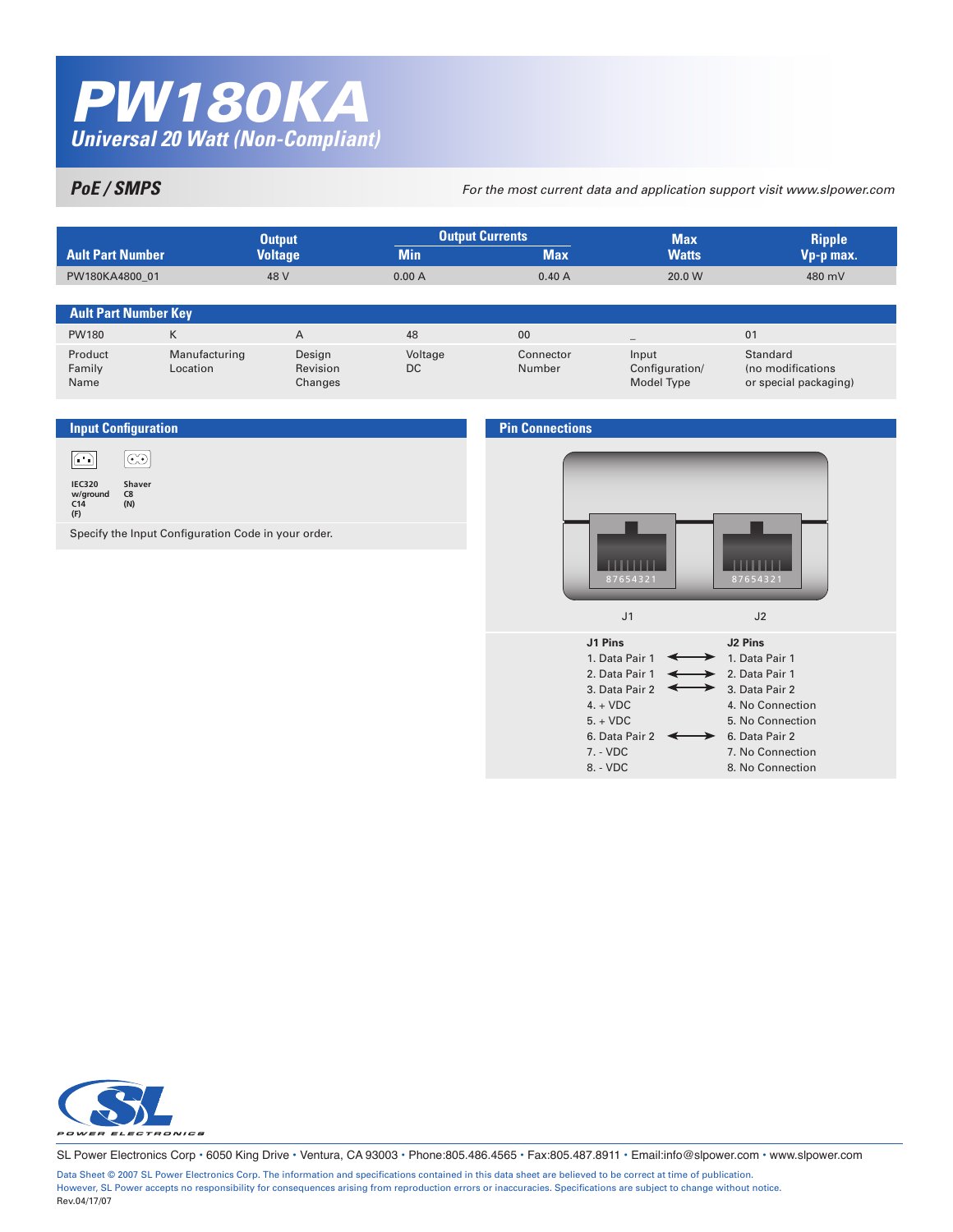# PW180KA

## Universal 20 Watt (Non-Compliant)

**PoE / SMPS**

*For the most current data and application support visit www.slpower.com*

| Ault Part Number | Output Voltage | Output Currents | | Max Watts | Ripple Vp-p max. |
|---|---|---|---|---|---|
| | | Min | Max | | |
| PW180KA4800_01 | 48 V | 0.00 A | 0.40 A | 20.0 W | 480 mV |

### Ault Part Number Key

| | | | | | | |
|---|---|---|---|---|---|---|
| PW180 | K | A | 48 | 00 | _ | 01 |
| Product Family Name | Manufacturing Location | Design Revision Changes | Voltage DC | Connector Number | Input Configuration/ Model Type | Standard (no modifications or special packaging) |

### Input Configuration

IEC320 w/ground C14 (F)

Shaver C8 (N)

Specify the Input Configuration Code in your order.

### Pin Connections

87654321 87654321

J1 J2

| J1 Pins | | J2 Pins |
|---|---|---|
| 1. Data Pair 1 | ⟷ | 1. Data Pair 1 |
| 2. Data Pair 1 | ⟷ | 2. Data Pair 1 |
| 3. Data Pair 2 | ⟷ | 3. Data Pair 2 |
| 4. + VDC | | 4. No Connection |
| 5. + VDC | | 5. No Connection |
| 6. Data Pair 2 | ⟷ | 6. Data Pair 2 |
| 7. - VDC | | 7. No Connection |
| 8. - VDC | | 8. No Connection |

SL POWER ELECTRONICS

SL Power Electronics Corp • 6050 King Drive • Ventura, CA 93003 • Phone:805.486.4565 • Fax:805.487.8911 • Email:info@slpower.com • www.slpower.com

Data Sheet © 2007 SL Power Electronics Corp. The information and specifications contained in this data sheet are believed to be correct at time of publication.
However, SL Power accepts no responsibility for consequences arising from reproduction errors or inaccuracies. Specifications are subject to change without notice.
Rev.04/17/07